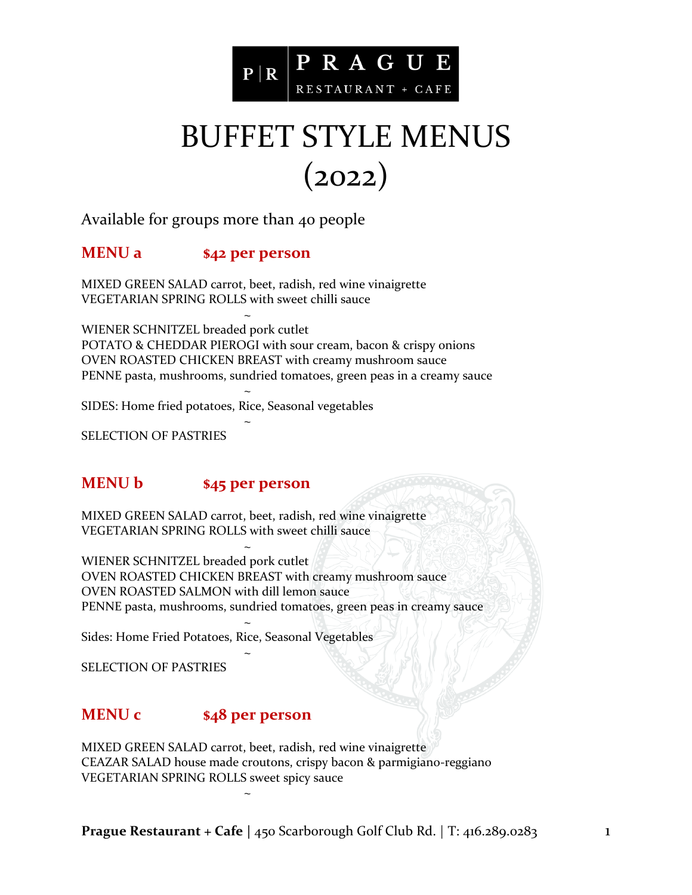# PRAGUE RESTAURANT + CAFE

# BUFFET STYLE MENUS (2022)

Available for groups more than 40 people

## MENU a $42 per person

MIXED GREEN SALAD carrot, beet, radish, red wine vinaigrette
VEGETARIAN SPRING ROLLS with sweet chilli sauce

~

WIENER SCHNITZEL breaded pork cutlet
POTATO & CHEDDAR PIEROGI with sour cream, bacon & crispy onions
OVEN ROASTED CHICKEN BREAST with creamy mushroom sauce
PENNE pasta, mushrooms, sundried tomatoes, green peas in a creamy sauce

~

SIDES: Home fried potatoes, Rice, Seasonal vegetables

~

SELECTION OF PASTRIES

## MENU b $45 per person

MIXED GREEN SALAD carrot, beet, radish, red wine vinaigrette
VEGETARIAN SPRING ROLLS with sweet chilli sauce

~

WIENER SCHNITZEL breaded pork cutlet
OVEN ROASTED CHICKEN BREAST with creamy mushroom sauce
OVEN ROASTED SALMON with dill lemon sauce
PENNE pasta, mushrooms, sundried tomatoes, green peas in creamy sauce

~

Sides: Home Fried Potatoes, Rice, Seasonal Vegetables

~

SELECTION OF PASTRIES

## MENU c $48 per person

MIXED GREEN SALAD carrot, beet, radish, red wine vinaigrette
CEAZAR SALAD house made croutons, crispy bacon & parmigiano-reggiano
VEGETARIAN SPRING ROLLS sweet spicy sauce

~

**Prague Restaurant + Cafe** | 450 Scarborough Golf Club Rd. | T: 416.289.0283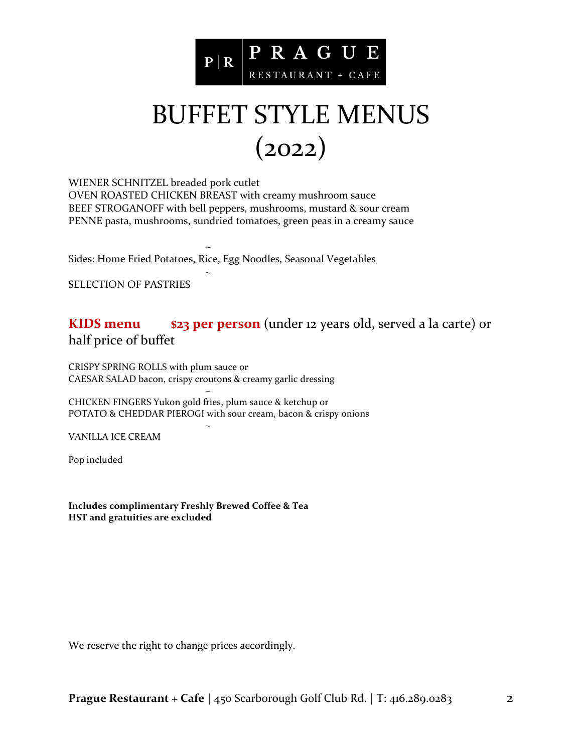**P | R PRAGUE RESTAURANT + CAFE**

# BUFFET STYLE MENUS (2022)

WIENER SCHNITZEL breaded pork cutlet
OVEN ROASTED CHICKEN BREAST with creamy mushroom sauce
BEEF STROGANOFF with bell peppers, mushrooms, mustard & sour cream
PENNE pasta, mushrooms, sundried tomatoes, green peas in a creamy sauce

~

Sides: Home Fried Potatoes, Rice, Egg Noodles, Seasonal Vegetables

~

SELECTION OF PASTRIES

## **KIDS menu** **$23 per person** (under 12 years old, served a la carte) or half price of buffet

CRISPY SPRING ROLLS with plum sauce or
CAESAR SALAD bacon, crispy croutons & creamy garlic dressing

~

CHICKEN FINGERS Yukon gold fries, plum sauce & ketchup or
POTATO & CHEDDAR PIEROGI with sour cream, bacon & crispy onions

~

VANILLA ICE CREAM

Pop included

**Includes complimentary Freshly Brewed Coffee & Tea**
**HST and gratuities are excluded**

We reserve the right to change prices accordingly.

**Prague Restaurant + Cafe** | 450 Scarborough Golf Club Rd. | T: 416.289.0283